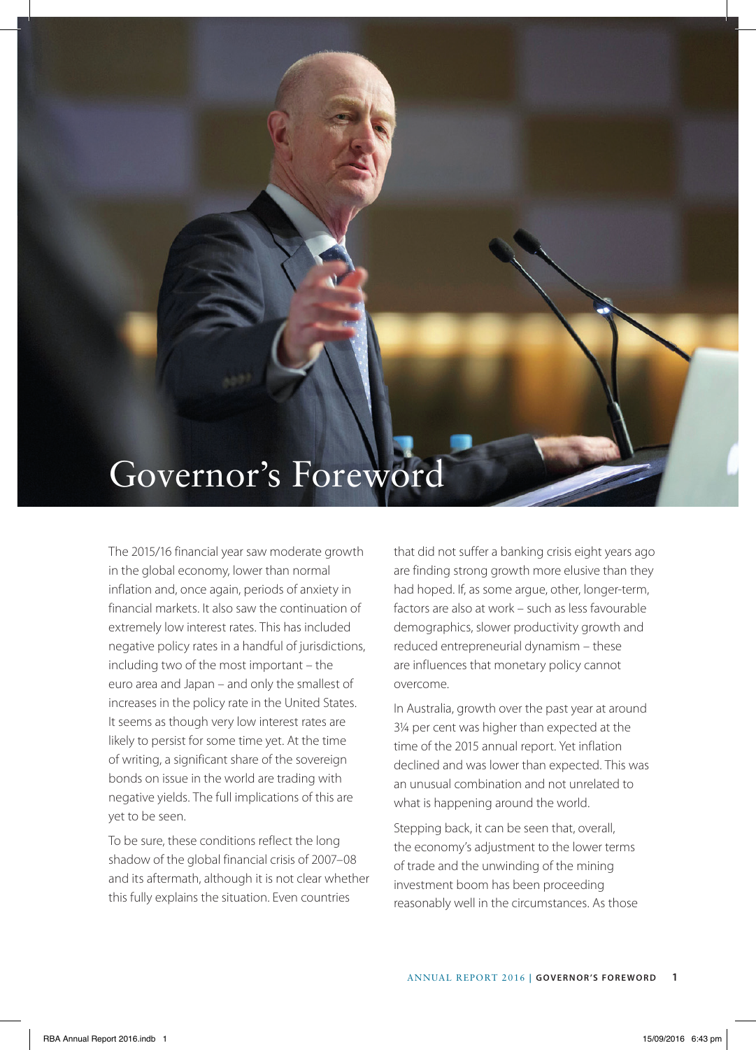# Governor's Foreword

The 2015/16 financial year saw moderate growth in the global economy, lower than normal inflation and, once again, periods of anxiety in financial markets. It also saw the continuation of extremely low interest rates. This has included negative policy rates in a handful of jurisdictions, including two of the most important – the euro area and Japan – and only the smallest of increases in the policy rate in the United States. It seems as though very low interest rates are likely to persist for some time yet. At the time of writing, a significant share of the sovereign bonds on issue in the world are trading with negative yields. The full implications of this are yet to be seen.

To be sure, these conditions reflect the long shadow of the global financial crisis of 2007–08 and its aftermath, although it is not clear whether this fully explains the situation. Even countries that did not suffer a banking crisis eight years ago are finding strong growth more elusive than they had hoped. If, as some argue, other, longer-term, factors are also at work – such as less favourable demographics, slower productivity growth and reduced entrepreneurial dynamism – these are influences that monetary policy cannot overcome.

In Australia, growth over the past year at around 3¼ per cent was higher than expected at the time of the 2015 annual report. Yet inflation declined and was lower than expected. This was an unusual combination and not unrelated to what is happening around the world.

Stepping back, it can be seen that, overall, the economy's adjustment to the lower terms of trade and the unwinding of the mining investment boom has been proceeding reasonably well in the circumstances. As those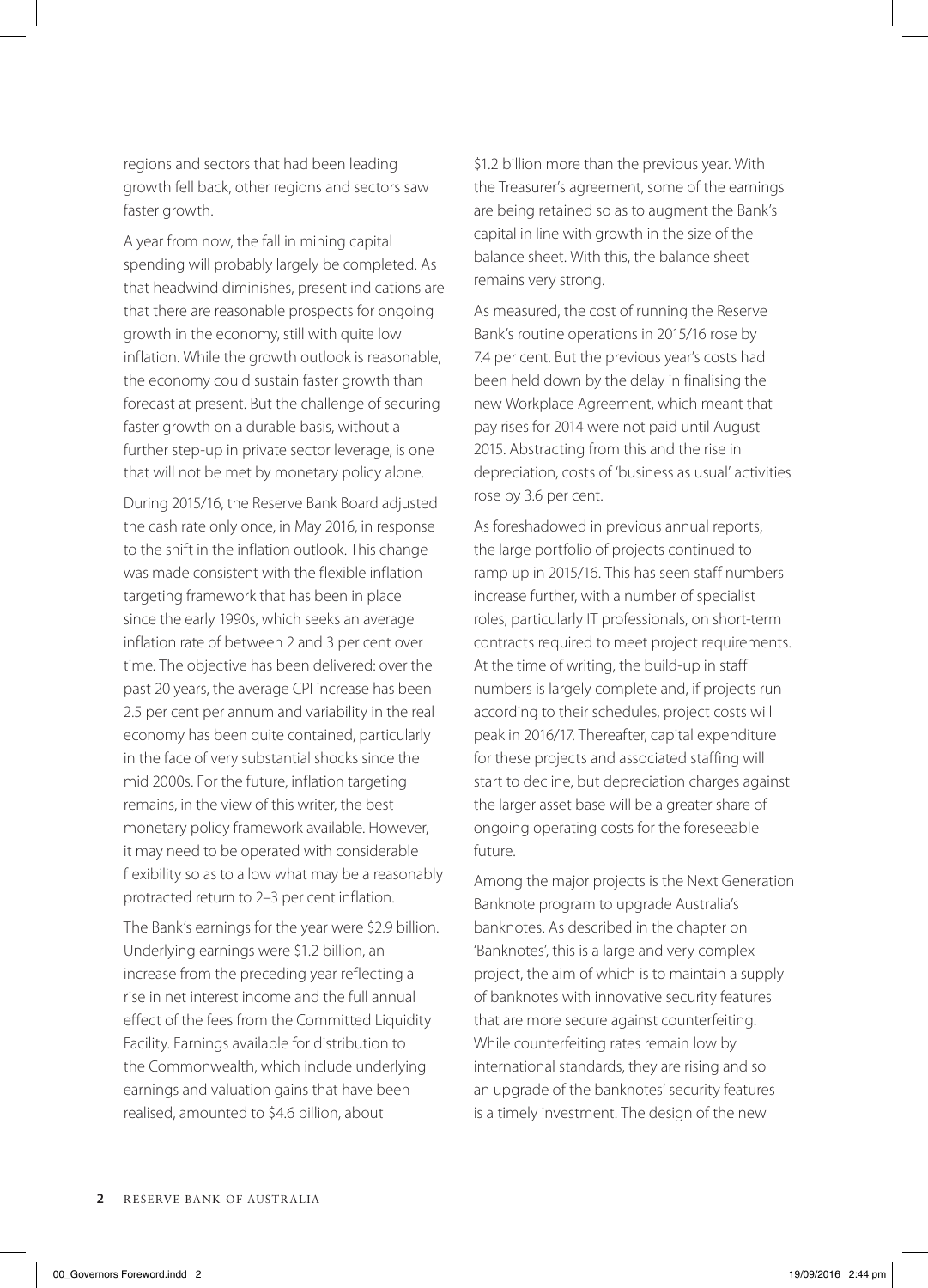regions and sectors that had been leading growth fell back, other regions and sectors saw faster growth.

A year from now, the fall in mining capital spending will probably largely be completed. As that headwind diminishes, present indications are that there are reasonable prospects for ongoing growth in the economy, still with quite low inflation. While the growth outlook is reasonable, the economy could sustain faster growth than forecast at present. But the challenge of securing faster growth on a durable basis, without a further step-up in private sector leverage, is one that will not be met by monetary policy alone.

During 2015/16, the Reserve Bank Board adjusted the cash rate only once, in May 2016, in response to the shift in the inflation outlook. This change was made consistent with the flexible inflation targeting framework that has been in place since the early 1990s, which seeks an average inflation rate of between 2 and 3 per cent over time. The objective has been delivered: over the past 20 years, the average CPI increase has been 2.5 per cent per annum and variability in the real economy has been quite contained, particularly in the face of very substantial shocks since the mid 2000s. For the future, inflation targeting remains, in the view of this writer, the best monetary policy framework available. However, it may need to be operated with considerable flexibility so as to allow what may be a reasonably protracted return to 2–3 per cent inflation.

The Bank's earnings for the year were $2.9 billion. Underlying earnings were $1.2 billion, an increase from the preceding year reflecting a rise in net interest income and the full annual effect of the fees from the Committed Liquidity Facility. Earnings available for distribution to the Commonwealth, which include underlying earnings and valuation gains that have been realised, amounted to $4.6 billion, about $1.2 billion more than the previous year. With the Treasurer's agreement, some of the earnings are being retained so as to augment the Bank's capital in line with growth in the size of the balance sheet. With this, the balance sheet remains very strong.

As measured, the cost of running the Reserve Bank's routine operations in 2015/16 rose by 7.4 per cent. But the previous year's costs had been held down by the delay in finalising the new Workplace Agreement, which meant that pay rises for 2014 were not paid until August 2015. Abstracting from this and the rise in depreciation, costs of 'business as usual' activities rose by 3.6 per cent.

As foreshadowed in previous annual reports, the large portfolio of projects continued to ramp up in 2015/16. This has seen staff numbers increase further, with a number of specialist roles, particularly IT professionals, on short-term contracts required to meet project requirements. At the time of writing, the build-up in staff numbers is largely complete and, if projects run according to their schedules, project costs will peak in 2016/17. Thereafter, capital expenditure for these projects and associated staffing will start to decline, but depreciation charges against the larger asset base will be a greater share of ongoing operating costs for the foreseeable future.

Among the major projects is the Next Generation Banknote program to upgrade Australia's banknotes. As described in the chapter on 'Banknotes', this is a large and very complex project, the aim of which is to maintain a supply of banknotes with innovative security features that are more secure against counterfeiting. While counterfeiting rates remain low by international standards, they are rising and so an upgrade of the banknotes' security features is a timely investment. The design of the new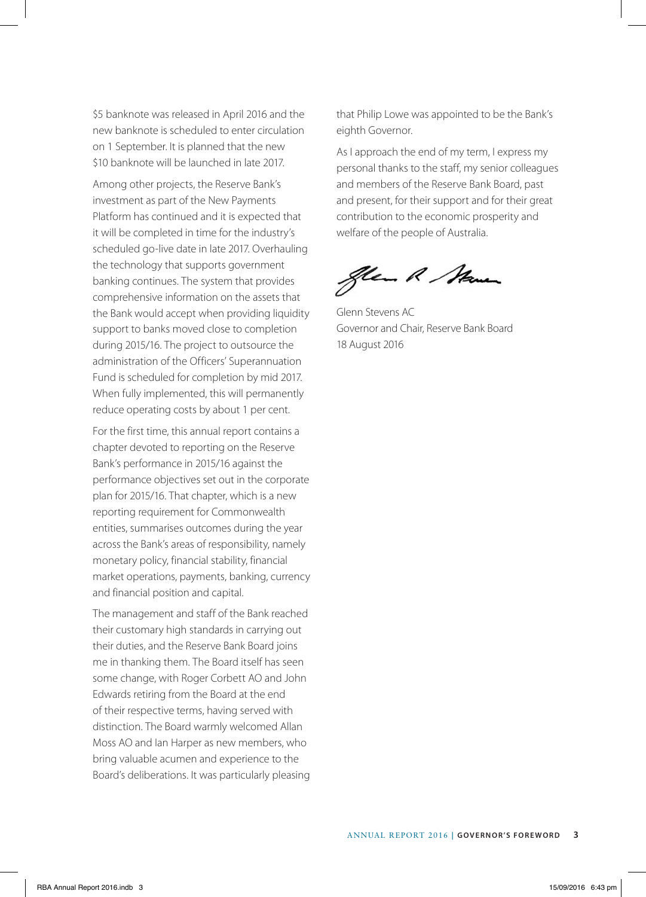$5 banknote was released in April 2016 and the new banknote is scheduled to enter circulation on 1 September. It is planned that the new $10 banknote will be launched in late 2017.

Among other projects, the Reserve Bank's investment as part of the New Payments Platform has continued and it is expected that it will be completed in time for the industry's scheduled go-live date in late 2017. Overhauling the technology that supports government banking continues. The system that provides comprehensive information on the assets that the Bank would accept when providing liquidity support to banks moved close to completion during 2015/16. The project to outsource the administration of the Officers' Superannuation Fund is scheduled for completion by mid 2017. When fully implemented, this will permanently reduce operating costs by about 1 per cent.

For the first time, this annual report contains a chapter devoted to reporting on the Reserve Bank's performance in 2015/16 against the performance objectives set out in the corporate plan for 2015/16. That chapter, which is a new reporting requirement for Commonwealth entities, summarises outcomes during the year across the Bank's areas of responsibility, namely monetary policy, financial stability, financial market operations, payments, banking, currency and financial position and capital.

The management and staff of the Bank reached their customary high standards in carrying out their duties, and the Reserve Bank Board joins me in thanking them. The Board itself has seen some change, with Roger Corbett AO and John Edwards retiring from the Board at the end of their respective terms, having served with distinction. The Board warmly welcomed Allan Moss AO and Ian Harper as new members, who bring valuable acumen and experience to the Board's deliberations. It was particularly pleasing that Philip Lowe was appointed to be the Bank's eighth Governor.

As I approach the end of my term, I express my personal thanks to the staff, my senior colleagues and members of the Reserve Bank Board, past and present, for their support and for their great contribution to the economic prosperity and welfare of the people of Australia.

Glenn Stevens AC
Governor and Chair, Reserve Bank Board
18 August 2016